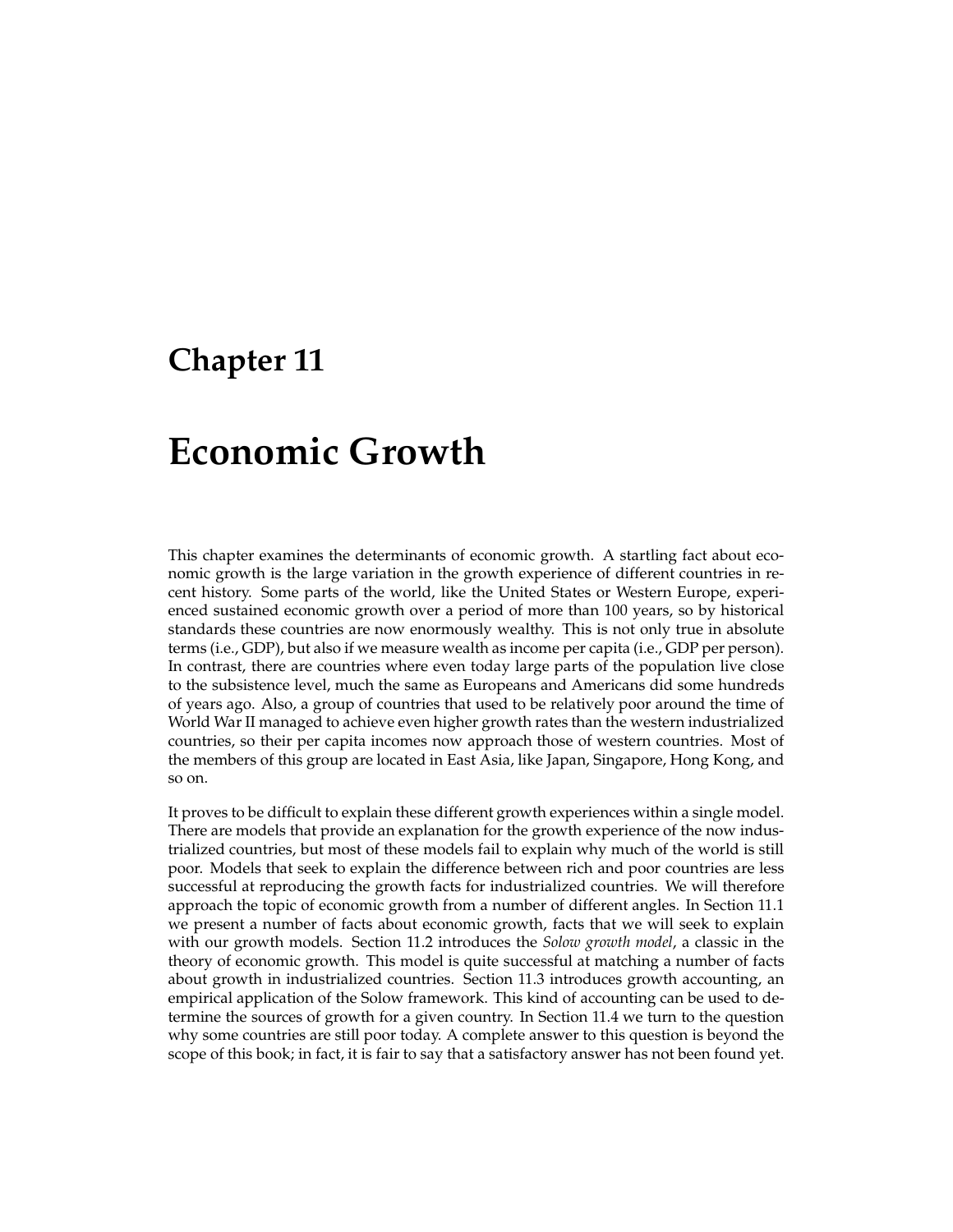# Chapter 11

# Economic Growth

This chapter examines the determinants of economic growth. A startling fact about economic growth is the large variation in the growth experience of different countries in recent history. Some parts of the world, like the United States or Western Europe, experienced sustained economic growth over a period of more than 100 years, so by historical standards these countries are now enormously wealthy. This is not only true in absolute terms (i.e., GDP), but also if we measure wealth as income per capita (i.e., GDP per person). In contrast, there are countries where even today large parts of the population live close to the subsistence level, much the same as Europeans and Americans did some hundreds of years ago. Also, a group of countries that used to be relatively poor around the time of World War II managed to achieve even higher growth rates than the western industrialized countries, so their per capita incomes now approach those of western countries. Most of the members of this group are located in East Asia, like Japan, Singapore, Hong Kong, and so on.

It proves to be difficult to explain these different growth experiences within a single model. There are models that provide an explanation for the growth experience of the now industrialized countries, but most of these models fail to explain why much of the world is still poor. Models that seek to explain the difference between rich and poor countries are less successful at reproducing the growth facts for industrialized countries. We will therefore approach the topic of economic growth from a number of different angles. In Section 11.1 we present a number of facts about economic growth, facts that we will seek to explain with our growth models. Section 11.2 introduces the *Solow growth model*, a classic in the theory of economic growth. This model is quite successful at matching a number of facts about growth in industrialized countries. Section 11.3 introduces growth accounting, an empirical application of the Solow framework. This kind of accounting can be used to determine the sources of growth for a given country. In Section 11.4 we turn to the question why some countries are still poor today. A complete answer to this question is beyond the scope of this book; in fact, it is fair to say that a satisfactory answer has not been found yet.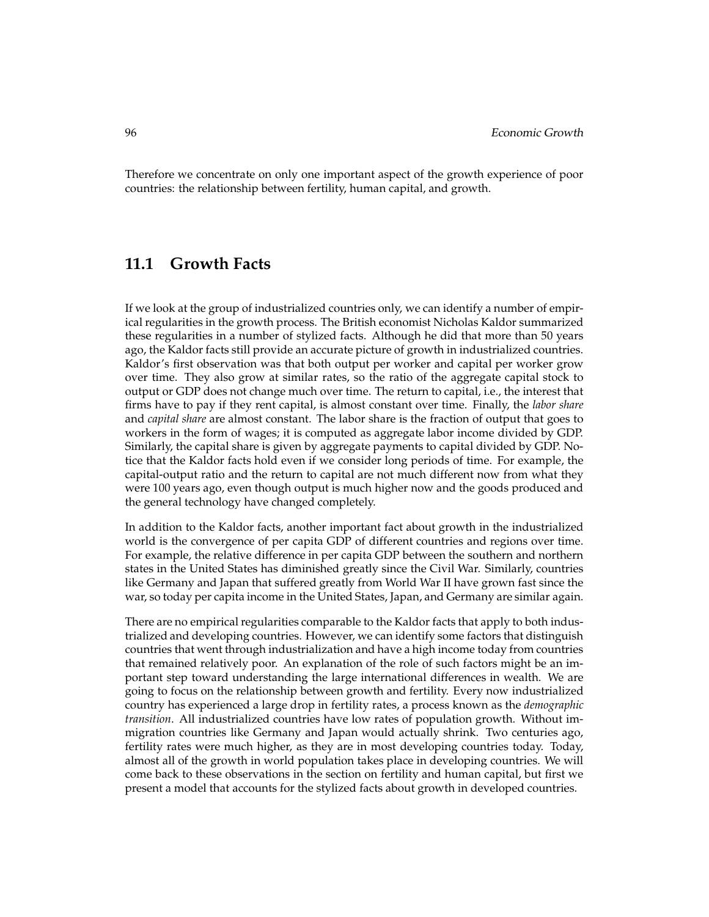Therefore we concentrate on only one important aspect of the growth experience of poor countries: the relationship between fertility, human capital, and growth.

## 11.1 Growth Facts

If we look at the group of industrialized countries only, we can identify a number of empirical regularities in the growth process. The British economist Nicholas Kaldor summarized these regularities in a number of stylized facts. Although he did that more than 50 years ago, the Kaldor facts still provide an accurate picture of growth in industrialized countries. Kaldor's first observation was that both output per worker and capital per worker grow over time. They also grow at similar rates, so the ratio of the aggregate capital stock to output or GDP does not change much over time. The return to capital, i.e., the interest that firms have to pay if they rent capital, is almost constant over time. Finally, the *labor share* and *capital share* are almost constant. The labor share is the fraction of output that goes to workers in the form of wages; it is computed as aggregate labor income divided by GDP. Similarly, the capital share is given by aggregate payments to capital divided by GDP. Notice that the Kaldor facts hold even if we consider long periods of time. For example, the capital-output ratio and the return to capital are not much different now from what they were 100 years ago, even though output is much higher now and the goods produced and the general technology have changed completely.

In addition to the Kaldor facts, another important fact about growth in the industrialized world is the convergence of per capita GDP of different countries and regions over time. For example, the relative difference in per capita GDP between the southern and northern states in the United States has diminished greatly since the Civil War. Similarly, countries like Germany and Japan that suffered greatly from World War II have grown fast since the war, so today per capita income in the United States, Japan, and Germany are similar again.

There are no empirical regularities comparable to the Kaldor facts that apply to both industrialized and developing countries. However, we can identify some factors that distinguish countries that went through industrialization and have a high income today from countries that remained relatively poor. An explanation of the role of such factors might be an important step toward understanding the large international differences in wealth. We are going to focus on the relationship between growth and fertility. Every now industrialized country has experienced a large drop in fertility rates, a process known as the *demographic transition*. All industrialized countries have low rates of population growth. Without immigration countries like Germany and Japan would actually shrink. Two centuries ago, fertility rates were much higher, as they are in most developing countries today. Today, almost all of the growth in world population takes place in developing countries. We will come back to these observations in the section on fertility and human capital, but first we present a model that accounts for the stylized facts about growth in developed countries.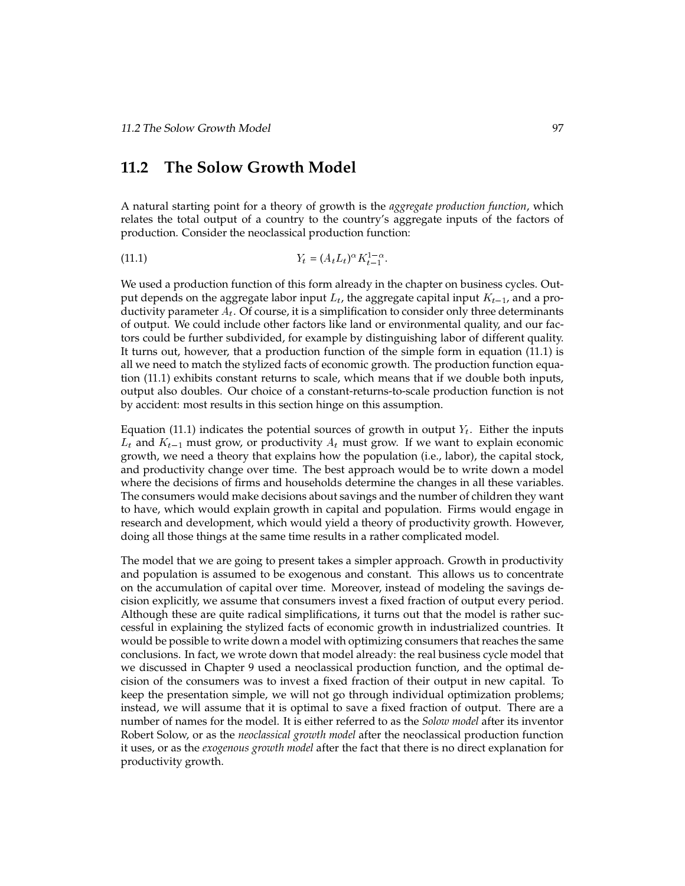## 11.2 The Solow Growth Model

A natural starting point for a theory of growth is the *aggregate production function*, which relates the total output of a country to the country's aggregate inputs of the factors of production. Consider the neoclassical production function:

$$Y_t = (A_t L_t)^{\alpha} K_{t-1}^{1-\alpha}. \tag{11.1}$$

We used a production function of this form already in the chapter on business cycles. Output depends on the aggregate labor input $L_t$, the aggregate capital input $K_{t-1}$, and a productivity parameter $A_t$. Of course, it is a simplification to consider only three determinants of output. We could include other factors like land or environmental quality, and our factors could be further subdivided, for example by distinguishing labor of different quality. It turns out, however, that a production function of the simple form in equation (11.1) is all we need to match the stylized facts of economic growth. The production function equation (11.1) exhibits constant returns to scale, which means that if we double both inputs, output also doubles. Our choice of a constant-returns-to-scale production function is not by accident: most results in this section hinge on this assumption.

Equation (11.1) indicates the potential sources of growth in output $Y_t$. Either the inputs $L_t$ and $K_{t-1}$ must grow, or productivity $A_t$ must grow. If we want to explain economic growth, we need a theory that explains how the population (i.e., labor), the capital stock, and productivity change over time. The best approach would be to write down a model where the decisions of firms and households determine the changes in all these variables. The consumers would make decisions about savings and the number of children they want to have, which would explain growth in capital and population. Firms would engage in research and development, which would yield a theory of productivity growth. However, doing all those things at the same time results in a rather complicated model.

The model that we are going to present takes a simpler approach. Growth in productivity and population is assumed to be exogenous and constant. This allows us to concentrate on the accumulation of capital over time. Moreover, instead of modeling the savings decision explicitly, we assume that consumers invest a fixed fraction of output every period. Although these are quite radical simplifications, it turns out that the model is rather successful in explaining the stylized facts of economic growth in industrialized countries. It would be possible to write down a model with optimizing consumers that reaches the same conclusions. In fact, we wrote down that model already: the real business cycle model that we discussed in Chapter 9 used a neoclassical production function, and the optimal decision of the consumers was to invest a fixed fraction of their output in new capital. To keep the presentation simple, we will not go through individual optimization problems; instead, we will assume that it is optimal to save a fixed fraction of output. There are a number of names for the model. It is either referred to as the *Solow model* after its inventor Robert Solow, or as the *neoclassical growth model* after the neoclassical production function it uses, or as the *exogenous growth model* after the fact that there is no direct explanation for productivity growth.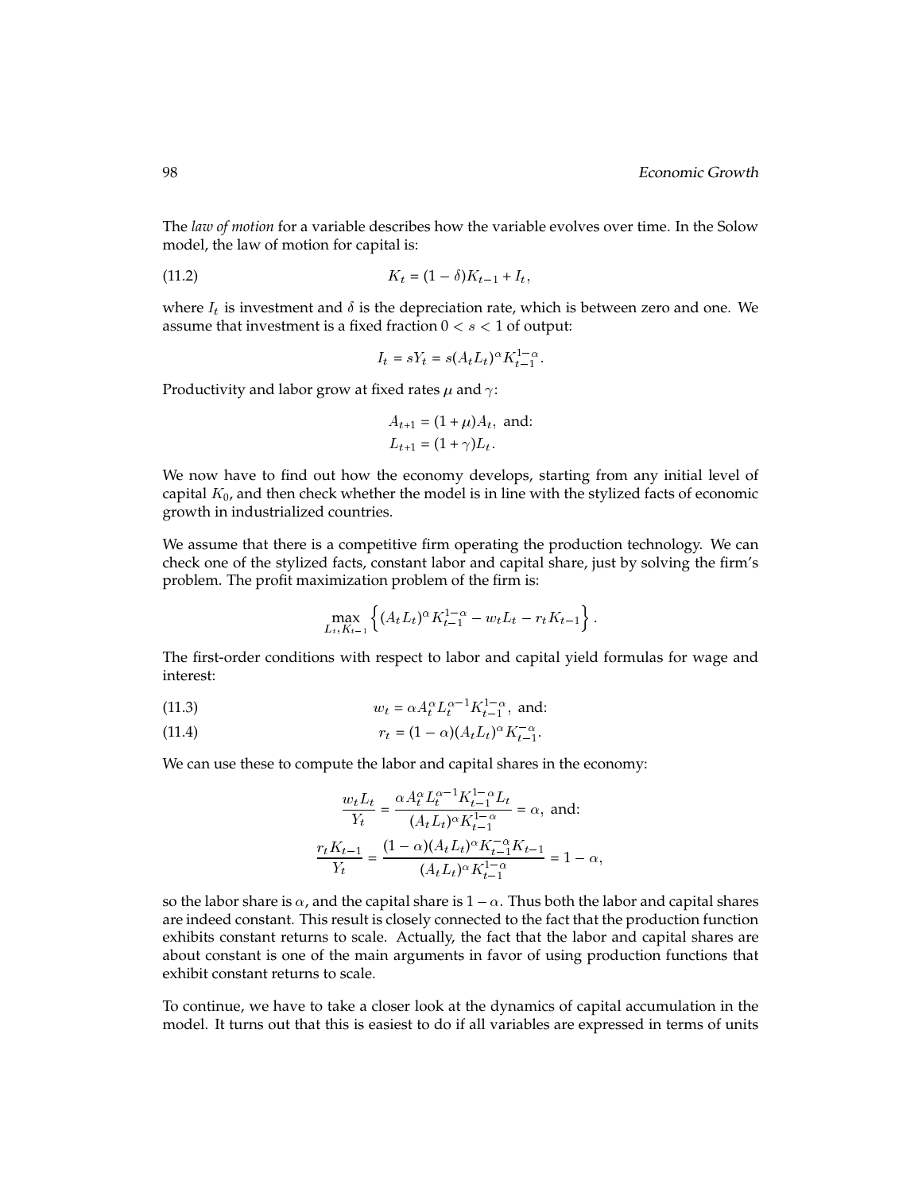The *law of motion* for a variable describes how the variable evolves over time. In the Solow model, the law of motion for capital is:

$$K_t = (1 - \delta)K_{t-1} + I_t, \tag{11.2}$$

where $I_t$ is investment and $\delta$ is the depreciation rate, which is between zero and one. We assume that investment is a fixed fraction $0 < s < 1$ of output:

$$I_t = sY_t = s(A_t L_t)^{\alpha} K_{t-1}^{1-\alpha}.$$

Productivity and labor grow at fixed rates $\mu$ and $\gamma$:

$$A_{t+1} = (1 + \mu)A_t, \text{ and:}$$
$$L_{t+1} = (1 + \gamma)L_t.$$

We now have to find out how the economy develops, starting from any initial level of capital $K_0$, and then check whether the model is in line with the stylized facts of economic growth in industrialized countries.

We assume that there is a competitive firm operating the production technology. We can check one of the stylized facts, constant labor and capital share, just by solving the firm's problem. The profit maximization problem of the firm is:

$$\max_{L_t, K_{t-1}} \left\{ (A_t L_t)^{\alpha} K_{t-1}^{1-\alpha} - w_t L_t - r_t K_{t-1} \right\}.$$

The first-order conditions with respect to labor and capital yield formulas for wage and interest:

$$w_t = \alpha A_t^{\alpha} L_t^{\alpha-1} K_{t-1}^{1-\alpha}, \text{ and:} \tag{11.3}$$

$$r_t = (1 - \alpha)(A_t L_t)^{\alpha} K_{t-1}^{-\alpha}. \tag{11.4}$$

We can use these to compute the labor and capital shares in the economy:

$$\frac{w_t L_t}{Y_t} = \frac{\alpha A_t^{\alpha} L_t^{\alpha-1} K_{t-1}^{1-\alpha} L_t}{(A_t L_t)^{\alpha} K_{t-1}^{1-\alpha}} = \alpha, \text{ and:}$$

$$\frac{r_t K_{t-1}}{Y_t} = \frac{(1 - \alpha)(A_t L_t)^{\alpha} K_{t-1}^{-\alpha} K_{t-1}}{(A_t L_t)^{\alpha} K_{t-1}^{1-\alpha}} = 1 - \alpha,$$

so the labor share is $\alpha$, and the capital share is $1 - \alpha$. Thus both the labor and capital shares are indeed constant. This result is closely connected to the fact that the production function exhibits constant returns to scale. Actually, the fact that the labor and capital shares are about constant is one of the main arguments in favor of using production functions that exhibit constant returns to scale.

To continue, we have to take a closer look at the dynamics of capital accumulation in the model. It turns out that this is easiest to do if all variables are expressed in terms of units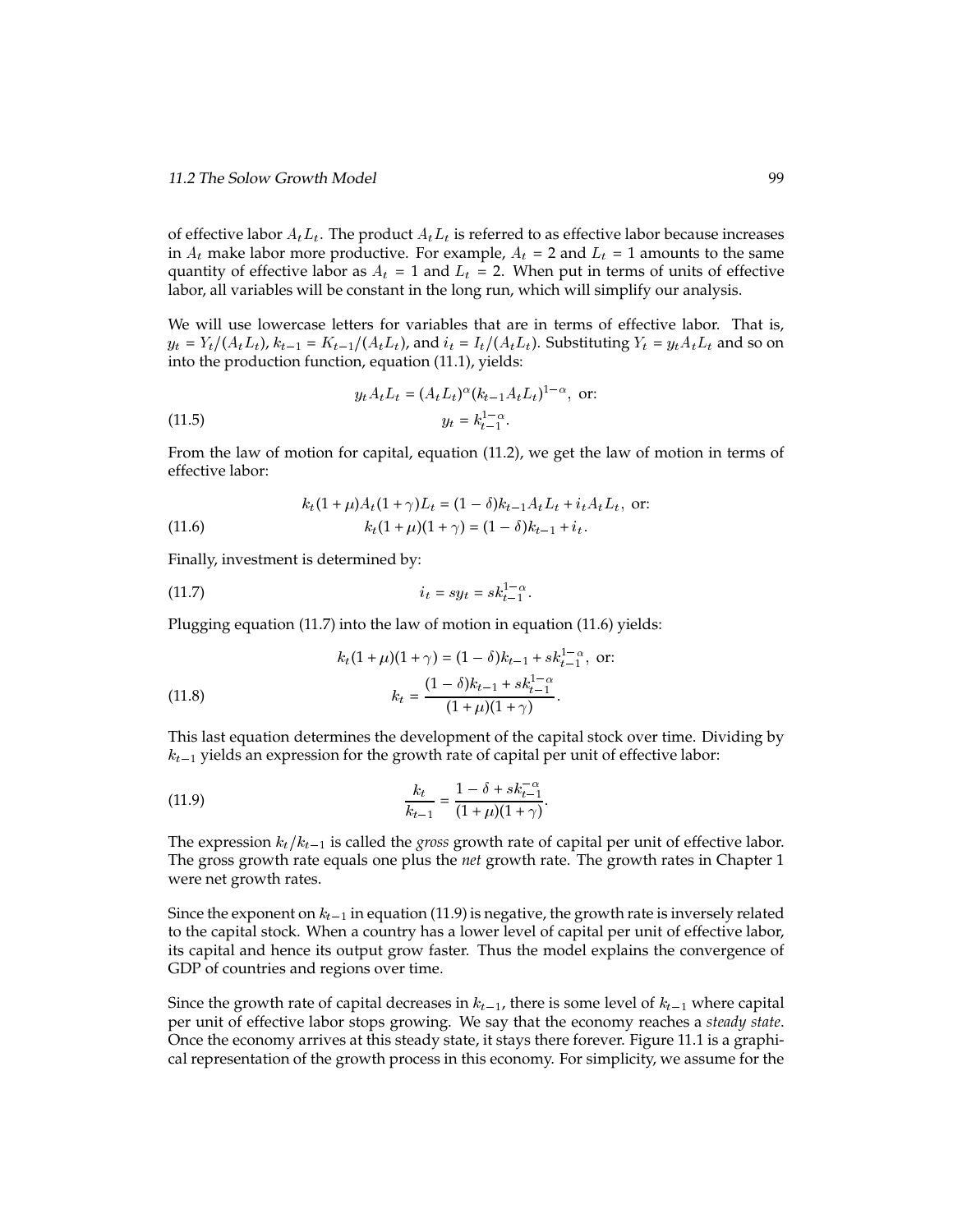of effective labor $A_t L_t$. The product $A_t L_t$ is referred to as effective labor because increases in $A_t$ make labor more productive. For example, $A_t = 2$ and $L_t = 1$ amounts to the same quantity of effective labor as $A_t = 1$ and $L_t = 2$. When put in terms of units of effective labor, all variables will be constant in the long run, which will simplify our analysis.

We will use lowercase letters for variables that are in terms of effective labor. That is, $y_t = Y_t/(A_t L_t)$, $k_{t-1} = K_{t-1}/(A_t L_t)$, and $i_t = I_t/(A_t L_t)$. Substituting $Y_t = y_t A_t L_t$ and so on into the production function, equation (11.1), yields:

$$y_t A_t L_t = (A_t L_t)^{\alpha} (k_{t-1} A_t L_t)^{1-\alpha}, \text{ or:}$$

$$y_t = k_{t-1}^{1-\alpha}. \tag{11.5}$$

From the law of motion for capital, equation (11.2), we get the law of motion in terms of effective labor:

$$k_t (1+\mu) A_t (1+\gamma) L_t = (1-\delta) k_{t-1} A_t L_t + i_t A_t L_t, \text{ or:}$$

$$k_t (1+\mu)(1+\gamma) = (1-\delta) k_{t-1} + i_t. \tag{11.6}$$

Finally, investment is determined by:

$$i_t = s y_t = s k_{t-1}^{1-\alpha}. \tag{11.7}$$

Plugging equation (11.7) into the law of motion in equation (11.6) yields:

$$k_t (1+\mu)(1+\gamma) = (1-\delta) k_{t-1} + s k_{t-1}^{1-\alpha}, \text{ or:}$$

$$k_t = \frac{(1-\delta) k_{t-1} + s k_{t-1}^{1-\alpha}}{(1+\mu)(1+\gamma)}. \tag{11.8}$$

This last equation determines the development of the capital stock over time. Dividing by $k_{t-1}$ yields an expression for the growth rate of capital per unit of effective labor:

$$\frac{k_t}{k_{t-1}} = \frac{1-\delta + s k_{t-1}^{-\alpha}}{(1+\mu)(1+\gamma)}. \tag{11.9}$$

The expression $k_t/k_{t-1}$ is called the *gross* growth rate of capital per unit of effective labor. The gross growth rate equals one plus the *net* growth rate. The growth rates in Chapter 1 were net growth rates.

Since the exponent on $k_{t-1}$ in equation (11.9) is negative, the growth rate is inversely related to the capital stock. When a country has a lower level of capital per unit of effective labor, its capital and hence its output grow faster. Thus the model explains the convergence of GDP of countries and regions over time.

Since the growth rate of capital decreases in $k_{t-1}$, there is some level of $k_{t-1}$ where capital per unit of effective labor stops growing. We say that the economy reaches a *steady state*. Once the economy arrives at this steady state, it stays there forever. Figure 11.1 is a graphical representation of the growth process in this economy. For simplicity, we assume for the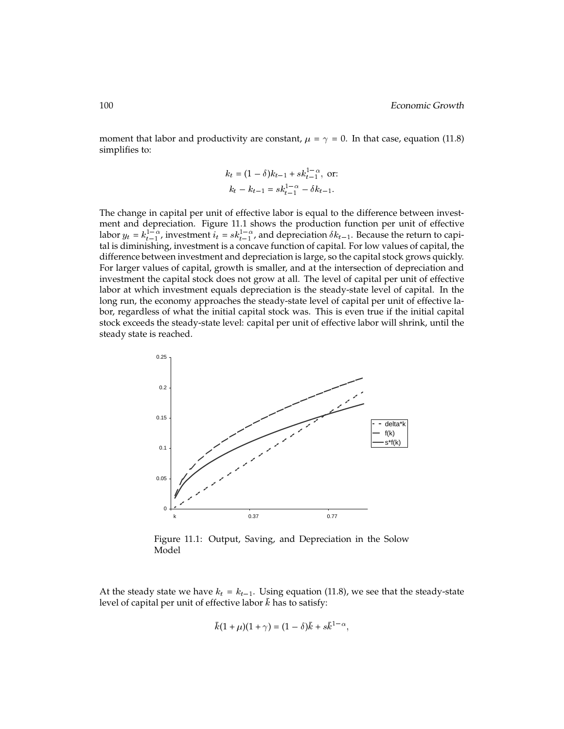moment that labor and productivity are constant, $\mu = \gamma = 0$. In that case, equation (11.8) simplifies to:

$$k_t = (1 - \delta)k_{t-1} + sk_{t-1}^{1-\alpha}, \text{ or:}$$
$$k_t - k_{t-1} = sk_{t-1}^{1-\alpha} - \delta k_{t-1}.$$

The change in capital per unit of effective labor is equal to the difference between investment and depreciation. Figure 11.1 shows the production function per unit of effective labor $y_t = k_{t-1}^{1-\alpha}$, investment $i_t = sk_{t-1}^{1-\alpha}$, and depreciation $\delta k_{t-1}$. Because the return to capital is diminishing, investment is a concave function of capital. For low values of capital, the difference between investment and depreciation is large, so the capital stock grows quickly. For larger values of capital, growth is smaller, and at the intersection of depreciation and investment the capital stock does not grow at all. The level of capital per unit of effective labor at which investment equals depreciation is the steady-state level of capital. In the long run, the economy approaches the steady-state level of capital per unit of effective labor, regardless of what the initial capital stock was. This is even true if the initial capital stock exceeds the steady-state level: capital per unit of effective labor will shrink, until the steady state is reached.

Figure 11.1: Output, Saving, and Depreciation in the Solow Model

At the steady state we have $k_t = k_{t-1}$. Using equation (11.8), we see that the steady-state level of capital per unit of effective labor $\bar{k}$ has to satisfy:

$$\bar{k}(1 + \mu)(1 + \gamma) = (1 - \delta)\bar{k} + s\bar{k}^{1-\alpha},$$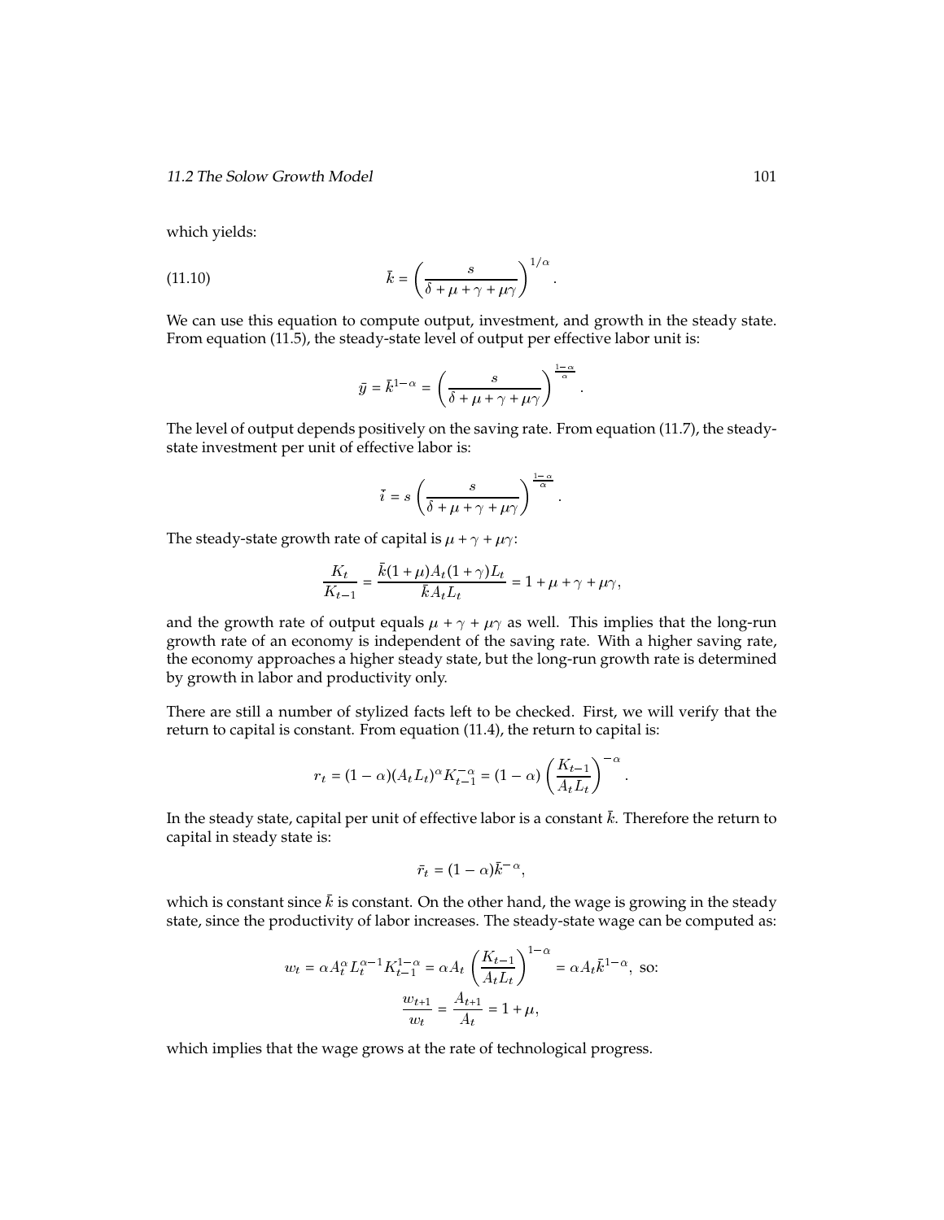which yields:

$$\bar{k} = \left(\frac{s}{\delta + \mu + \gamma + \mu\gamma}\right)^{1/\alpha}. \tag{11.10}$$

We can use this equation to compute output, investment, and growth in the steady state. From equation (11.5), the steady-state level of output per effective labor unit is:

$$\bar{y} = \bar{k}^{1-\alpha} = \left(\frac{s}{\delta + \mu + \gamma + \mu\gamma}\right)^{\frac{1-\alpha}{\alpha}}.$$

The level of output depends positively on the saving rate. From equation (11.7), the steady-state investment per unit of effective labor is:

$$\bar{i} = s\left(\frac{s}{\delta + \mu + \gamma + \mu\gamma}\right)^{\frac{1-\alpha}{\alpha}}.$$

The steady-state growth rate of capital is $\mu + \gamma + \mu\gamma$:

$$\frac{K_t}{K_{t-1}} = \frac{\bar{k}(1+\mu)A_t(1+\gamma)L_t}{\bar{k}A_tL_t} = 1 + \mu + \gamma + \mu\gamma,$$

and the growth rate of output equals $\mu + \gamma + \mu\gamma$ as well. This implies that the long-run growth rate of an economy is independent of the saving rate. With a higher saving rate, the economy approaches a higher steady state, but the long-run growth rate is determined by growth in labor and productivity only.

There are still a number of stylized facts left to be checked. First, we will verify that the return to capital is constant. From equation (11.4), the return to capital is:

$$r_t = (1-\alpha)(A_tL_t)^{\alpha}K_{t-1}^{-\alpha} = (1-\alpha)\left(\frac{K_{t-1}}{A_tL_t}\right)^{-\alpha}.$$

In the steady state, capital per unit of effective labor is a constant $\bar{k}$. Therefore the return to capital in steady state is:

$$\bar{r}_t = (1-\alpha)\bar{k}^{-\alpha},$$

which is constant since $\bar{k}$ is constant. On the other hand, the wage is growing in the steady state, since the productivity of labor increases. The steady-state wage can be computed as:

$$w_t = \alpha A_t^{\alpha}L_t^{\alpha-1}K_{t-1}^{1-\alpha} = \alpha A_t\left(\frac{K_{t-1}}{A_tL_t}\right)^{1-\alpha} = \alpha A_t\bar{k}^{1-\alpha}, \text{ so:}$$

$$\frac{w_{t+1}}{w_t} = \frac{A_{t+1}}{A_t} = 1 + \mu,$$

which implies that the wage grows at the rate of technological progress.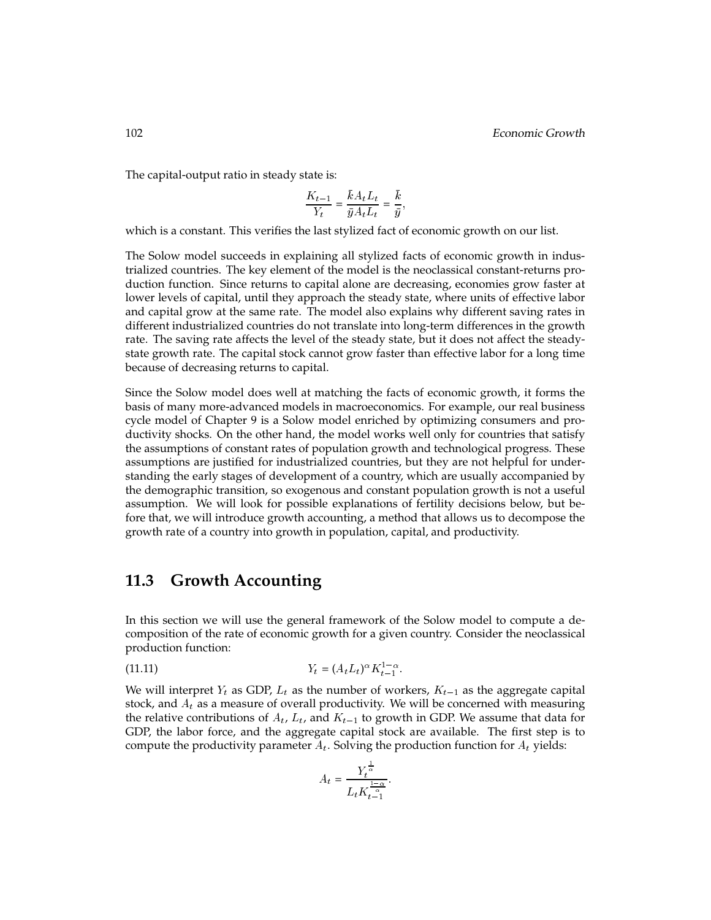The capital-output ratio in steady state is:

$$\frac{K_{t-1}}{Y_t} = \frac{\bar{k} A_t L_t}{\bar{y} A_t L_t} = \frac{\bar{k}}{\bar{y}},$$

which is a constant. This verifies the last stylized fact of economic growth on our list.

The Solow model succeeds in explaining all stylized facts of economic growth in industrialized countries. The key element of the model is the neoclassical constant-returns production function. Since returns to capital alone are decreasing, economies grow faster at lower levels of capital, until they approach the steady state, where units of effective labor and capital grow at the same rate. The model also explains why different saving rates in different industrialized countries do not translate into long-term differences in the growth rate. The saving rate affects the level of the steady state, but it does not affect the steady-state growth rate. The capital stock cannot grow faster than effective labor for a long time because of decreasing returns to capital.

Since the Solow model does well at matching the facts of economic growth, it forms the basis of many more-advanced models in macroeconomics. For example, our real business cycle model of Chapter 9 is a Solow model enriched by optimizing consumers and productivity shocks. On the other hand, the model works well only for countries that satisfy the assumptions of constant rates of population growth and technological progress. These assumptions are justified for industrialized countries, but they are not helpful for understanding the early stages of development of a country, which are usually accompanied by the demographic transition, so exogenous and constant population growth is not a useful assumption. We will look for possible explanations of fertility decisions below, but before that, we will introduce growth accounting, a method that allows us to decompose the growth rate of a country into growth in population, capital, and productivity.

## 11.3 Growth Accounting

In this section we will use the general framework of the Solow model to compute a decomposition of the rate of economic growth for a given country. Consider the neoclassical production function:

$$Y_t = (A_t L_t)^{\alpha} K_{t-1}^{1-\alpha}. \tag{11.11}$$

We will interpret $Y_t$ as GDP, $L_t$ as the number of workers, $K_{t-1}$ as the aggregate capital stock, and $A_t$ as a measure of overall productivity. We will be concerned with measuring the relative contributions of $A_t$, $L_t$, and $K_{t-1}$ to growth in GDP. We assume that data for GDP, the labor force, and the aggregate capital stock are available. The first step is to compute the productivity parameter $A_t$. Solving the production function for $A_t$ yields:

$$A_t = \frac{Y_t^{\frac{1}{\alpha}}}{L_t K_{t-1}^{\frac{1-\alpha}{\alpha}}}.$$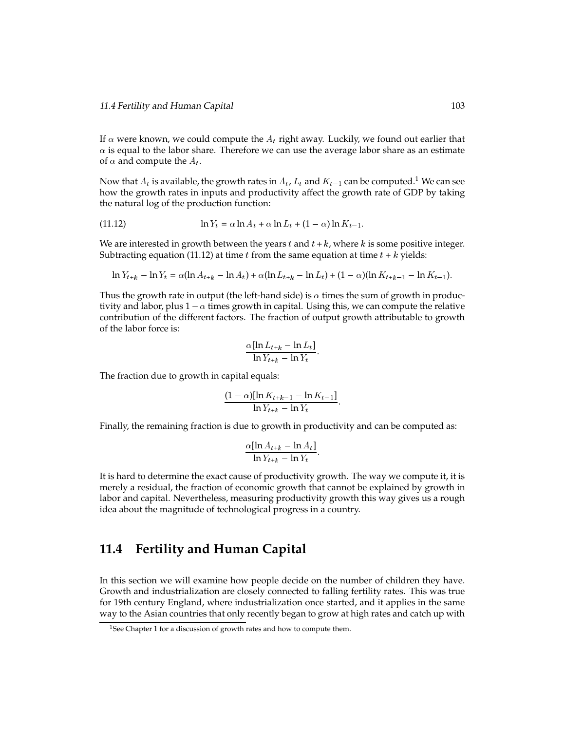If $\alpha$ were known, we could compute the $A_t$ right away. Luckily, we found out earlier that $\alpha$ is equal to the labor share. Therefore we can use the average labor share as an estimate of $\alpha$ and compute the $A_t$.

Now that $A_t$ is available, the growth rates in $A_t$, $L_t$ and $K_{t-1}$ can be computed.[1] We can see how the growth rates in inputs and productivity affect the growth rate of GDP by taking the natural log of the production function:

$$\ln Y_t = \alpha \ln A_t + \alpha \ln L_t + (1 - \alpha) \ln K_{t-1}. \tag{11.12}$$

We are interested in growth between the years $t$ and $t + k$, where $k$ is some positive integer. Subtracting equation (11.12) at time $t$ from the same equation at time $t + k$ yields:

$$\ln Y_{t+k} - \ln Y_t = \alpha(\ln A_{t+k} - \ln A_t) + \alpha(\ln L_{t+k} - \ln L_t) + (1 - \alpha)(\ln K_{t+k-1} - \ln K_{t-1}).$$

Thus the growth rate in output (the left-hand side) is $\alpha$ times the sum of growth in productivity and labor, plus $1 - \alpha$ times growth in capital. Using this, we can compute the relative contribution of the different factors. The fraction of output growth attributable to growth of the labor force is:

$$\frac{\alpha[\ln L_{t+k} - \ln L_t]}{\ln Y_{t+k} - \ln Y_t}.$$

The fraction due to growth in capital equals:

$$\frac{(1 - \alpha)[\ln K_{t+k-1} - \ln K_{t-1}]}{\ln Y_{t+k} - \ln Y_t}.$$

Finally, the remaining fraction is due to growth in productivity and can be computed as:

$$\frac{\alpha[\ln A_{t+k} - \ln A_t]}{\ln Y_{t+k} - \ln Y_t}.$$

It is hard to determine the exact cause of productivity growth. The way we compute it, it is merely a residual, the fraction of economic growth that cannot be explained by growth in labor and capital. Nevertheless, measuring productivity growth this way gives us a rough idea about the magnitude of technological progress in a country.

## 11.4 Fertility and Human Capital

In this section we will examine how people decide on the number of children they have. Growth and industrialization are closely connected to falling fertility rates. This was true for 19th century England, where industrialization once started, and it applies in the same way to the Asian countries that only recently began to grow at high rates and catch up with

[1] See Chapter 1 for a discussion of growth rates and how to compute them.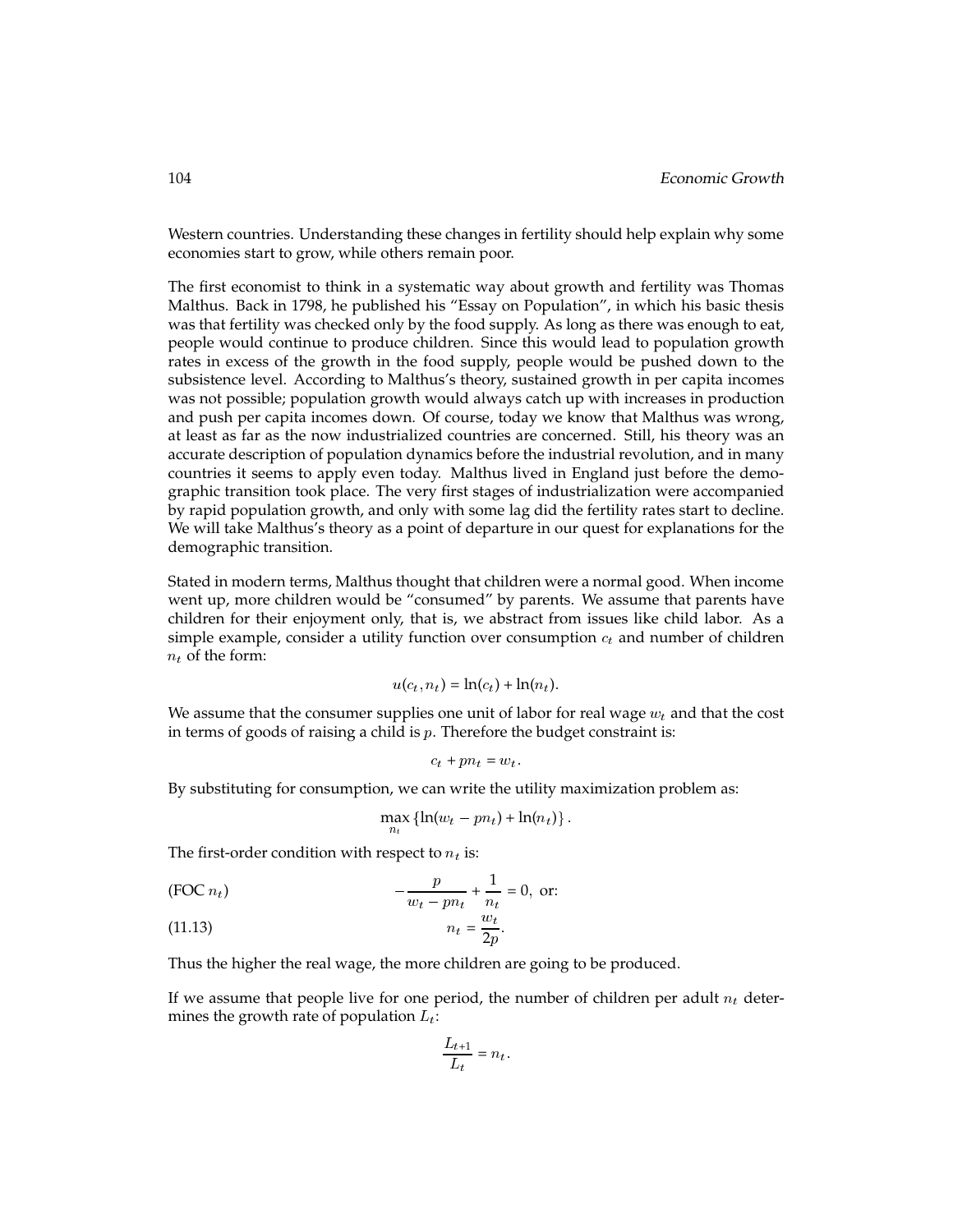Western countries. Understanding these changes in fertility should help explain why some economies start to grow, while others remain poor.

The first economist to think in a systematic way about growth and fertility was Thomas Malthus. Back in 1798, he published his "Essay on Population", in which his basic thesis was that fertility was checked only by the food supply. As long as there was enough to eat, people would continue to produce children. Since this would lead to population growth rates in excess of the growth in the food supply, people would be pushed down to the subsistence level. According to Malthus's theory, sustained growth in per capita incomes was not possible; population growth would always catch up with increases in production and push per capita incomes down. Of course, today we know that Malthus was wrong, at least as far as the now industrialized countries are concerned. Still, his theory was an accurate description of population dynamics before the industrial revolution, and in many countries it seems to apply even today. Malthus lived in England just before the demographic transition took place. The very first stages of industrialization were accompanied by rapid population growth, and only with some lag did the fertility rates start to decline. We will take Malthus's theory as a point of departure in our quest for explanations for the demographic transition.

Stated in modern terms, Malthus thought that children were a normal good. When income went up, more children would be "consumed" by parents. We assume that parents have children for their enjoyment only, that is, we abstract from issues like child labor. As a simple example, consider a utility function over consumption $c_t$ and number of children $n_t$ of the form:

$$u(c_t, n_t) = \ln(c_t) + \ln(n_t).$$

We assume that the consumer supplies one unit of labor for real wage $w_t$ and that the cost in terms of goods of raising a child is $p$. Therefore the budget constraint is:

$$c_t + pn_t = w_t.$$

By substituting for consumption, we can write the utility maximization problem as:

$$\max_{n_t} \left\{ \ln(w_t - pn_t) + \ln(n_t) \right\}.$$

The first-order condition with respect to $n_t$ is:

$$\text{(FOC } n_t\text{)} \qquad -\frac{p}{w_t - pn_t} + \frac{1}{n_t} = 0, \text{ or:}$$

$$\text{(11.13)} \qquad n_t = \frac{w_t}{2p}.$$

Thus the higher the real wage, the more children are going to be produced.

If we assume that people live for one period, the number of children per adult $n_t$ determines the growth rate of population $L_t$:

$$\frac{L_{t+1}}{L_t} = n_t.$$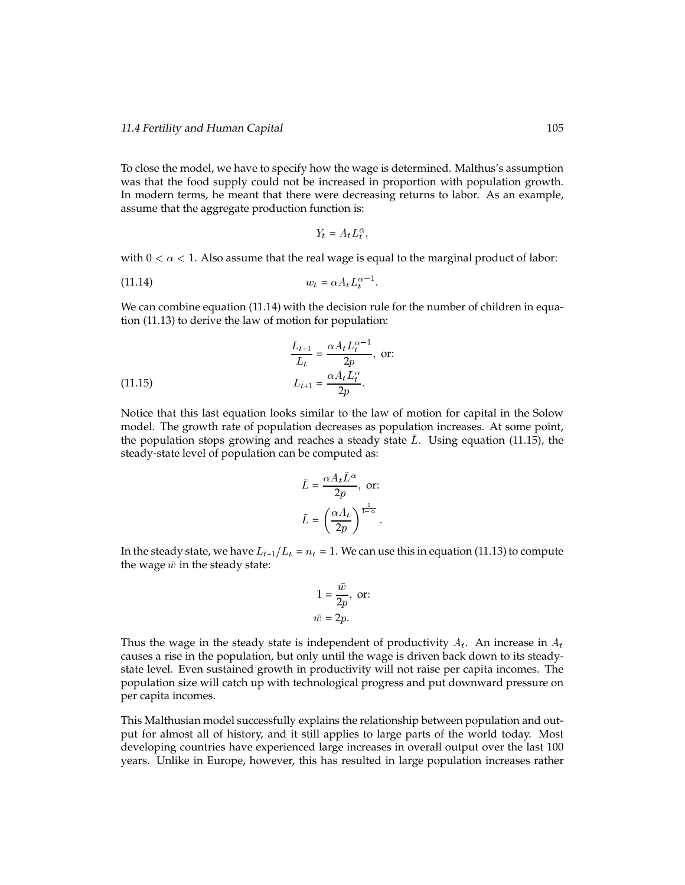To close the model, we have to specify how the wage is determined. Malthus's assumption was that the food supply could not be increased in proportion with population growth. In modern terms, he meant that there were decreasing returns to labor. As an example, assume that the aggregate production function is:

$$Y_t = A_t L_t^{\alpha},$$

with $0 < \alpha < 1$. Also assume that the real wage is equal to the marginal product of labor:

$$w_t = \alpha A_t L_t^{\alpha - 1}. \tag{11.14}$$

We can combine equation (11.14) with the decision rule for the number of children in equation (11.13) to derive the law of motion for population:

$$\frac{L_{t+1}}{L_t} = \frac{\alpha A_t L_t^{\alpha-1}}{2p}, \text{ or:}$$

$$L_{t+1} = \frac{\alpha A_t L_t^{\alpha}}{2p}. \tag{11.15}$$

Notice that this last equation looks similar to the law of motion for capital in the Solow model. The growth rate of population decreases as population increases. At some point, the population stops growing and reaches a steady state $\bar{L}$. Using equation (11.15), the steady-state level of population can be computed as:

$$\bar{L} = \frac{\alpha A_t \bar{L}^{\alpha}}{2p}, \text{ or:}$$

$$\bar{L} = \left(\frac{\alpha A_t}{2p}\right)^{\frac{1}{1-\alpha}}.$$

In the steady state, we have $L_{t+1}/L_t = n_t = 1$. We can use this in equation (11.13) to compute the wage $\bar{w}$ in the steady state:

$$1 = \frac{\bar{w}}{2p}, \text{ or:}$$

$$\bar{w} = 2p.$$

Thus the wage in the steady state is independent of productivity $A_t$. An increase in $A_t$ causes a rise in the population, but only until the wage is driven back down to its steady-state level. Even sustained growth in productivity will not raise per capita incomes. The population size will catch up with technological progress and put downward pressure on per capita incomes.

This Malthusian model successfully explains the relationship between population and output for almost all of history, and it still applies to large parts of the world today. Most developing countries have experienced large increases in overall output over the last 100 years. Unlike in Europe, however, this has resulted in large population increases rather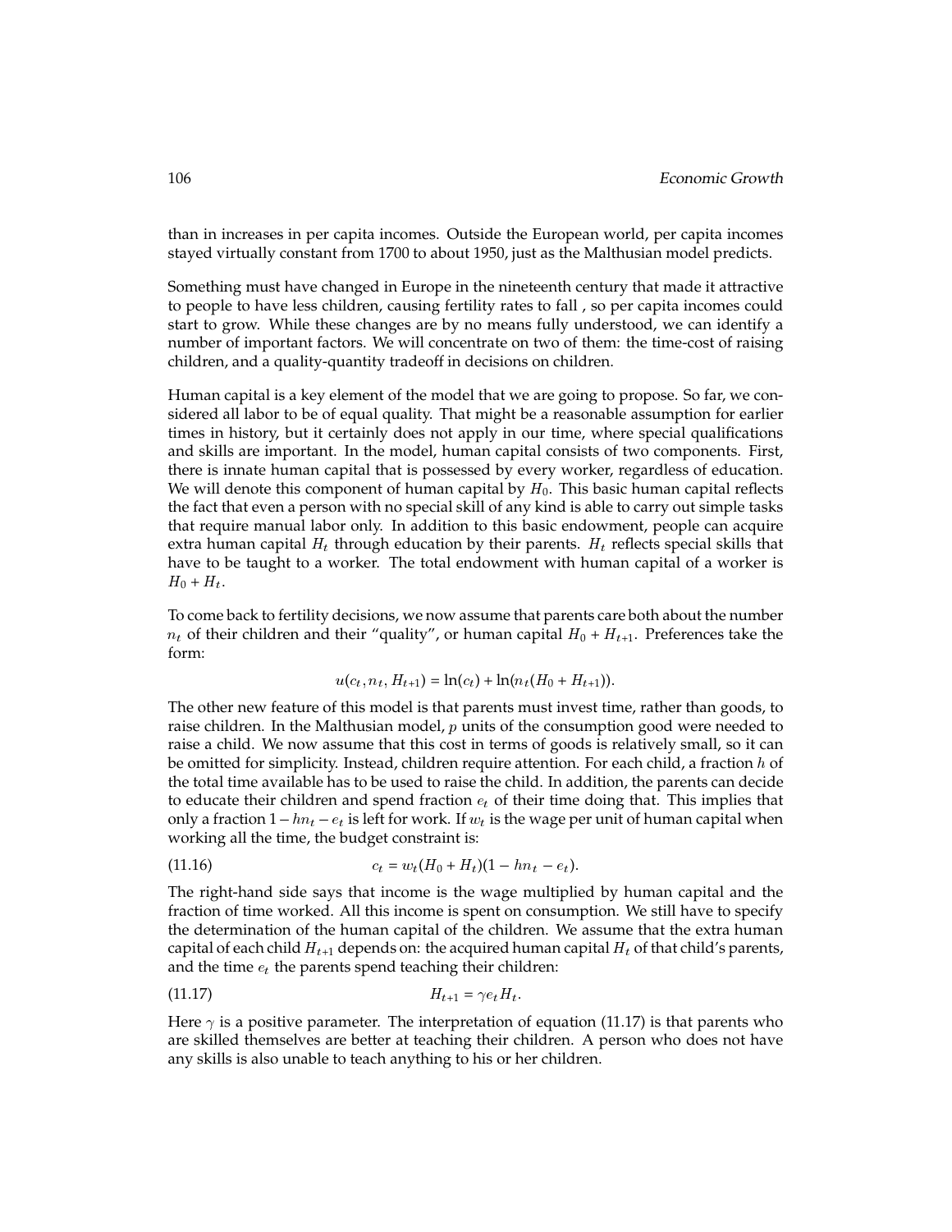than in increases in per capita incomes. Outside the European world, per capita incomes stayed virtually constant from 1700 to about 1950, just as the Malthusian model predicts.

Something must have changed in Europe in the nineteenth century that made it attractive to people to have less children, causing fertility rates to fall , so per capita incomes could start to grow. While these changes are by no means fully understood, we can identify a number of important factors. We will concentrate on two of them: the time-cost of raising children, and a quality-quantity tradeoff in decisions on children.

Human capital is a key element of the model that we are going to propose. So far, we considered all labor to be of equal quality. That might be a reasonable assumption for earlier times in history, but it certainly does not apply in our time, where special qualifications and skills are important. In the model, human capital consists of two components. First, there is innate human capital that is possessed by every worker, regardless of education. We will denote this component of human capital by $H_0$. This basic human capital reflects the fact that even a person with no special skill of any kind is able to carry out simple tasks that require manual labor only. In addition to this basic endowment, people can acquire extra human capital $H_t$ through education by their parents. $H_t$ reflects special skills that have to be taught to a worker. The total endowment with human capital of a worker is $H_0 + H_t$.

To come back to fertility decisions, we now assume that parents care both about the number $n_t$ of their children and their "quality", or human capital $H_0 + H_{t+1}$. Preferences take the form:

$$u(c_t, n_t, H_{t+1}) = \ln(c_t) + \ln(n_t(H_0 + H_{t+1})).$$

The other new feature of this model is that parents must invest time, rather than goods, to raise children. In the Malthusian model, $p$ units of the consumption good were needed to raise a child. We now assume that this cost in terms of goods is relatively small, so it can be omitted for simplicity. Instead, children require attention. For each child, a fraction $h$ of the total time available has to be used to raise the child. In addition, the parents can decide to educate their children and spend fraction $e_t$ of their time doing that. This implies that only a fraction $1 - hn_t - e_t$ is left for work. If $w_t$ is the wage per unit of human capital when working all the time, the budget constraint is:

$$c_t = w_t(H_0 + H_t)(1 - hn_t - e_t). \tag{11.16}$$

The right-hand side says that income is the wage multiplied by human capital and the fraction of time worked. All this income is spent on consumption. We still have to specify the determination of the human capital of the children. We assume that the extra human capital of each child $H_{t+1}$ depends on: the acquired human capital $H_t$ of that child's parents, and the time $e_t$ the parents spend teaching their children:

$$H_{t+1} = \gamma e_t H_t. \tag{11.17}$$

Here $\gamma$ is a positive parameter. The interpretation of equation (11.17) is that parents who are skilled themselves are better at teaching their children. A person who does not have any skills is also unable to teach anything to his or her children.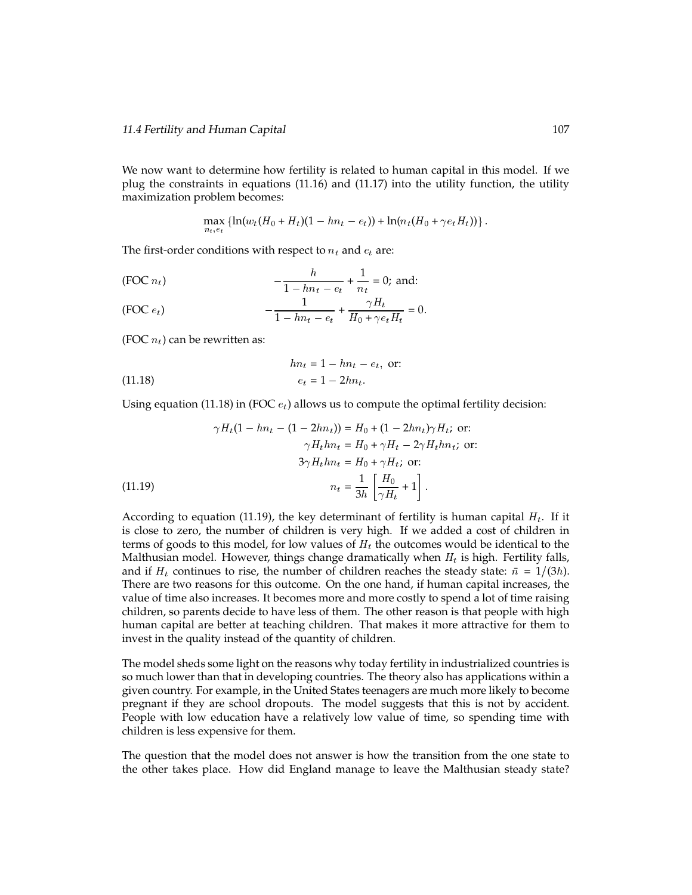We now want to determine how fertility is related to human capital in this model. If we plug the constraints in equations (11.16) and (11.17) into the utility function, the utility maximization problem becomes:

$$\max_{n_t, e_t} \left\{ \ln(w_t(H_0 + H_t)(1 - hn_t - e_t)) + \ln(n_t(H_0 + \gamma e_t H_t)) \right\}.$$

The first-order conditions with respect to $n_t$ and $e_t$ are:

$$\text{(FOC } n_t\text{)} \qquad -\frac{h}{1 - hn_t - e_t} + \frac{1}{n_t} = 0; \text{ and:}$$

$$\text{(FOC } e_t\text{)} \qquad -\frac{1}{1 - hn_t - e_t} + \frac{\gamma H_t}{H_0 + \gamma e_t H_t} = 0.$$

(FOC $n_t$) can be rewritten as:

$$hn_t = 1 - hn_t - e_t, \text{ or:}$$

$$e_t = 1 - 2hn_t. \tag{11.18}$$

Using equation (11.18) in (FOC $e_t$) allows us to compute the optimal fertility decision:

$$\gamma H_t(1 - hn_t - (1 - 2hn_t)) = H_0 + (1 - 2hn_t)\gamma H_t; \text{ or:}$$

$$\gamma H_t hn_t = H_0 + \gamma H_t - 2\gamma H_t hn_t; \text{ or:}$$

$$3\gamma H_t hn_t = H_0 + \gamma H_t; \text{ or:}$$

$$n_t = \frac{1}{3h}\left[\frac{H_0}{\gamma H_t} + 1\right]. \tag{11.19}$$

According to equation (11.19), the key determinant of fertility is human capital $H_t$. If it is close to zero, the number of children is very high. If we added a cost of children in terms of goods to this model, for low values of $H_t$ the outcomes would be identical to the Malthusian model. However, things change dramatically when $H_t$ is high. Fertility falls, and if $H_t$ continues to rise, the number of children reaches the steady state: $\bar{n} = 1/(3h)$. There are two reasons for this outcome. On the one hand, if human capital increases, the value of time also increases. It becomes more and more costly to spend a lot of time raising children, so parents decide to have less of them. The other reason is that people with high human capital are better at teaching children. That makes it more attractive for them to invest in the quality instead of the quantity of children.

The model sheds some light on the reasons why today fertility in industrialized countries is so much lower than that in developing countries. The theory also has applications within a given country. For example, in the United States teenagers are much more likely to become pregnant if they are school dropouts. The model suggests that this is not by accident. People with low education have a relatively low value of time, so spending time with children is less expensive for them.

The question that the model does not answer is how the transition from the one state to the other takes place. How did England manage to leave the Malthusian steady state?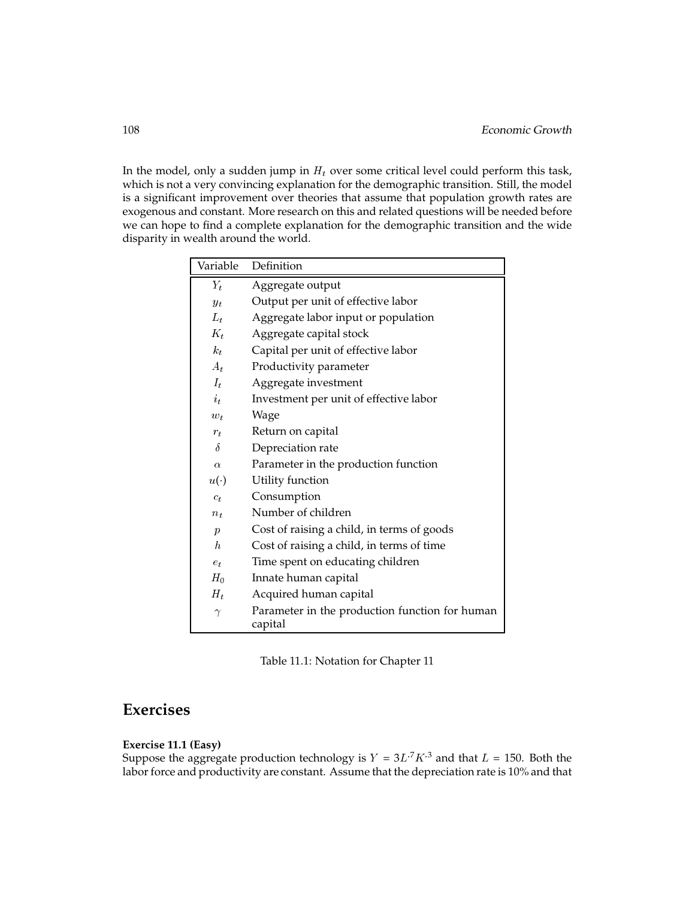In the model, only a sudden jump in $H_t$ over some critical level could perform this task, which is not a very convincing explanation for the demographic transition. Still, the model is a significant improvement over theories that assume that population growth rates are exogenous and constant. More research on this and related questions will be needed before we can hope to find a complete explanation for the demographic transition and the wide disparity in wealth around the world.

| Variable | Definition |
|---|---|
| $Y_t$ | Aggregate output |
| $y_t$ | Output per unit of effective labor |
| $L_t$ | Aggregate labor input or population |
| $K_t$ | Aggregate capital stock |
| $k_t$ | Capital per unit of effective labor |
| $A_t$ | Productivity parameter |
| $I_t$ | Aggregate investment |
| $i_t$ | Investment per unit of effective labor |
| $w_t$ | Wage |
| $r_t$ | Return on capital |
| $\delta$ | Depreciation rate |
| $\alpha$ | Parameter in the production function |
| $u(\cdot)$ | Utility function |
| $c_t$ | Consumption |
| $n_t$ | Number of children |
| $p$ | Cost of raising a child, in terms of goods |
| $h$ | Cost of raising a child, in terms of time |
| $e_t$ | Time spent on educating children |
| $H_0$ | Innate human capital |
| $H_t$ | Acquired human capital |
| $\gamma$ | Parameter in the production function for human capital |

Table 11.1: Notation for Chapter 11

## Exercises

**Exercise 11.1 (Easy)**

Suppose the aggregate production technology is $Y = 3L^{.7}K^{.3}$ and that $L = 150$. Both the labor force and productivity are constant. Assume that the depreciation rate is 10% and that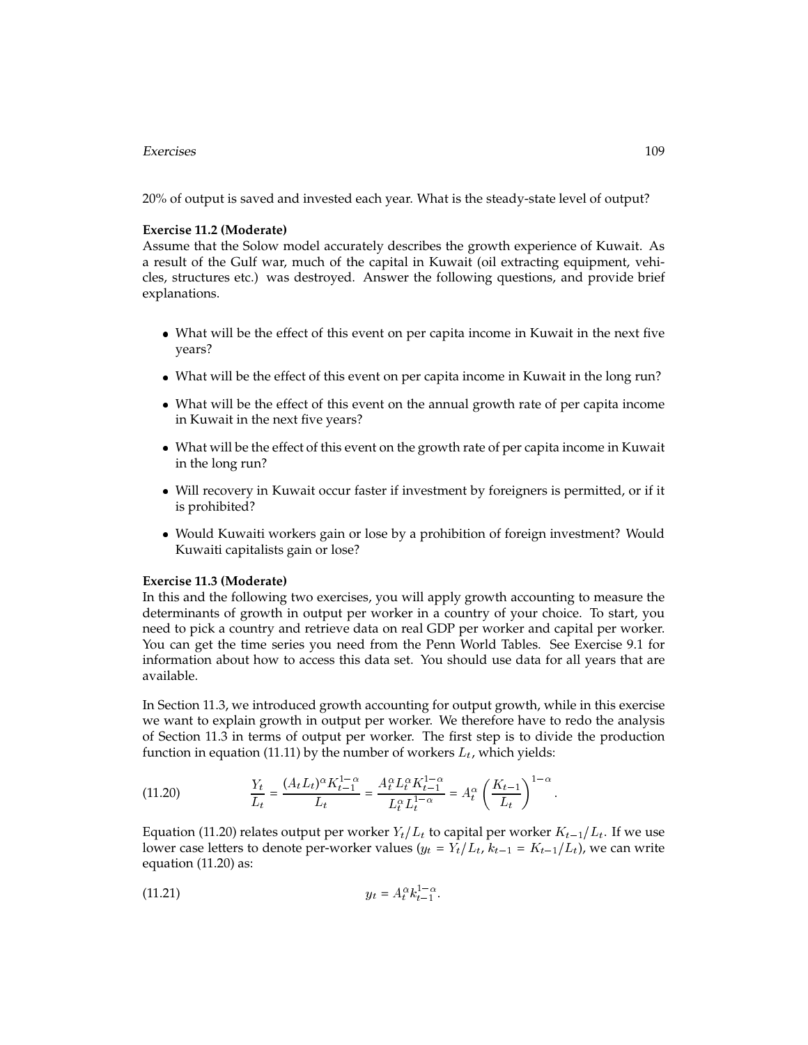20% of output is saved and invested each year. What is the steady-state level of output?

**Exercise 11.2 (Moderate)**
Assume that the Solow model accurately describes the growth experience of Kuwait. As a result of the Gulf war, much of the capital in Kuwait (oil extracting equipment, vehicles, structures etc.) was destroyed. Answer the following questions, and provide brief explanations.

- What will be the effect of this event on per capita income in Kuwait in the next five years?
- What will be the effect of this event on per capita income in Kuwait in the long run?
- What will be the effect of this event on the annual growth rate of per capita income in Kuwait in the next five years?
- What will be the effect of this event on the growth rate of per capita income in Kuwait in the long run?
- Will recovery in Kuwait occur faster if investment by foreigners is permitted, or if it is prohibited?
- Would Kuwaiti workers gain or lose by a prohibition of foreign investment? Would Kuwaiti capitalists gain or lose?

**Exercise 11.3 (Moderate)**
In this and the following two exercises, you will apply growth accounting to measure the determinants of growth in output per worker in a country of your choice. To start, you need to pick a country and retrieve data on real GDP per worker and capital per worker. You can get the time series you need from the Penn World Tables. See Exercise 9.1 for information about how to access this data set. You should use data for all years that are available.

In Section 11.3, we introduced growth accounting for output growth, while in this exercise we want to explain growth in output per worker. We therefore have to redo the analysis of Section 11.3 in terms of output per worker. The first step is to divide the production function in equation (11.11) by the number of workers $L_t$, which yields:

$$\frac{Y_t}{L_t} = \frac{(A_t L_t)^{\alpha} K_{t-1}^{1-\alpha}}{L_t} = \frac{A_t^{\alpha} L_t^{\alpha} K_{t-1}^{1-\alpha}}{L_t^{\alpha} L_t^{1-\alpha}} = A_t^{\alpha} \left(\frac{K_{t-1}}{L_t}\right)^{1-\alpha}. \tag{11.20}$$

Equation (11.20) relates output per worker $Y_t/L_t$ to capital per worker $K_{t-1}/L_t$. If we use lower case letters to denote per-worker values ($y_t = Y_t/L_t$, $k_{t-1} = K_{t-1}/L_t$), we can write equation (11.20) as:

$$y_t = A_t^{\alpha} k_{t-1}^{1-\alpha}. \tag{11.21}$$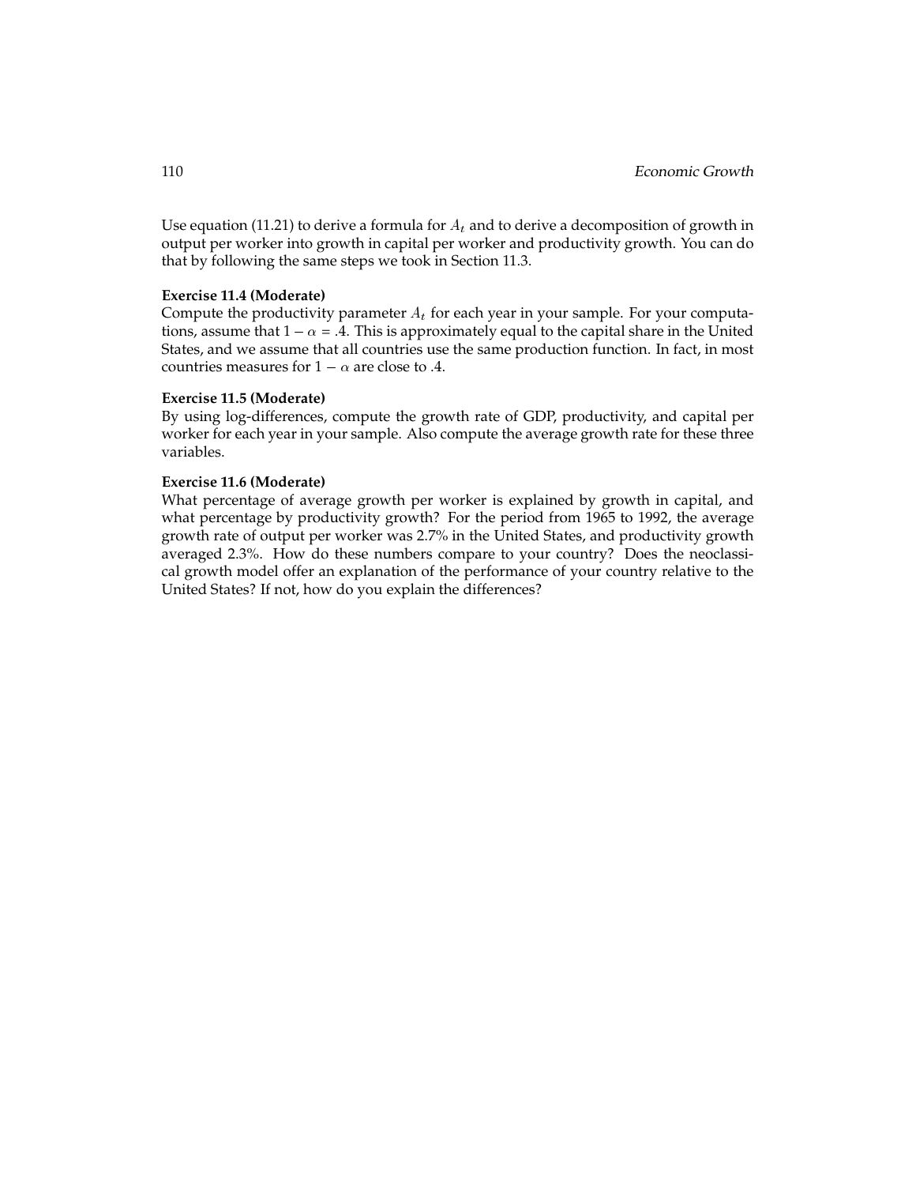Use equation (11.21) to derive a formula for $A_t$ and to derive a decomposition of growth in output per worker into growth in capital per worker and productivity growth. You can do that by following the same steps we took in Section 11.3.

**Exercise 11.4 (Moderate)**
Compute the productivity parameter $A_t$ for each year in your sample. For your computations, assume that $1 - \alpha = .4$. This is approximately equal to the capital share in the United States, and we assume that all countries use the same production function. In fact, in most countries measures for $1 - \alpha$ are close to .4.

**Exercise 11.5 (Moderate)**
By using log-differences, compute the growth rate of GDP, productivity, and capital per worker for each year in your sample. Also compute the average growth rate for these three variables.

**Exercise 11.6 (Moderate)**
What percentage of average growth per worker is explained by growth in capital, and what percentage by productivity growth? For the period from 1965 to 1992, the average growth rate of output per worker was 2.7% in the United States, and productivity growth averaged 2.3%. How do these numbers compare to your country? Does the neoclassical growth model offer an explanation of the performance of your country relative to the United States? If not, how do you explain the differences?